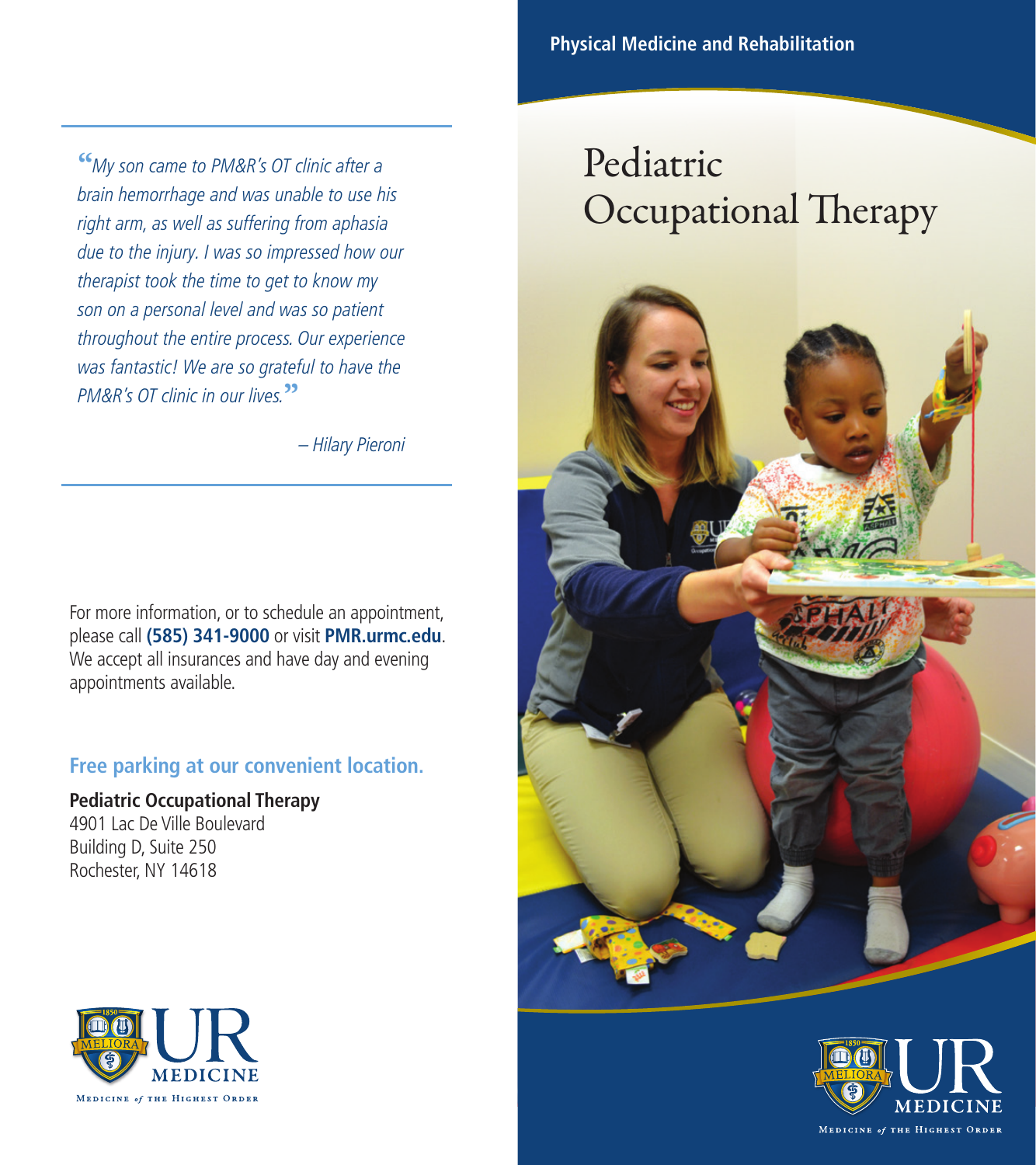*"My son came to PM&R's OT clinic after a brain hemorrhage and was unable to use his right arm, as well as suffering from aphasia due to the injury. I was so impressed how our therapist took the time to get to know my son on a personal level and was so patient throughout the entire process. Our experience was fantastic! We are so grateful to have the PM&R's OT clinic in our lives."*

*– Hilary Pieroni*

For more information, or to schedule an appointment, please call **(585) 341-9000** or visit **PMR.urmc.edu**. We accept all insurances and have day and evening appointments available.

**Free parking at our convenient location.**

**Pediatric Occupational Therapy**
4901 Lac De Ville Boulevard
Building D, Suite 250
Rochester, NY 14618

UR MEDICINE
MEDICINE *of* THE HIGHEST ORDER

**Physical Medicine and Rehabilitation**

# Pediatric Occupational Therapy

UR MEDICINE
MEDICINE *of* THE HIGHEST ORDER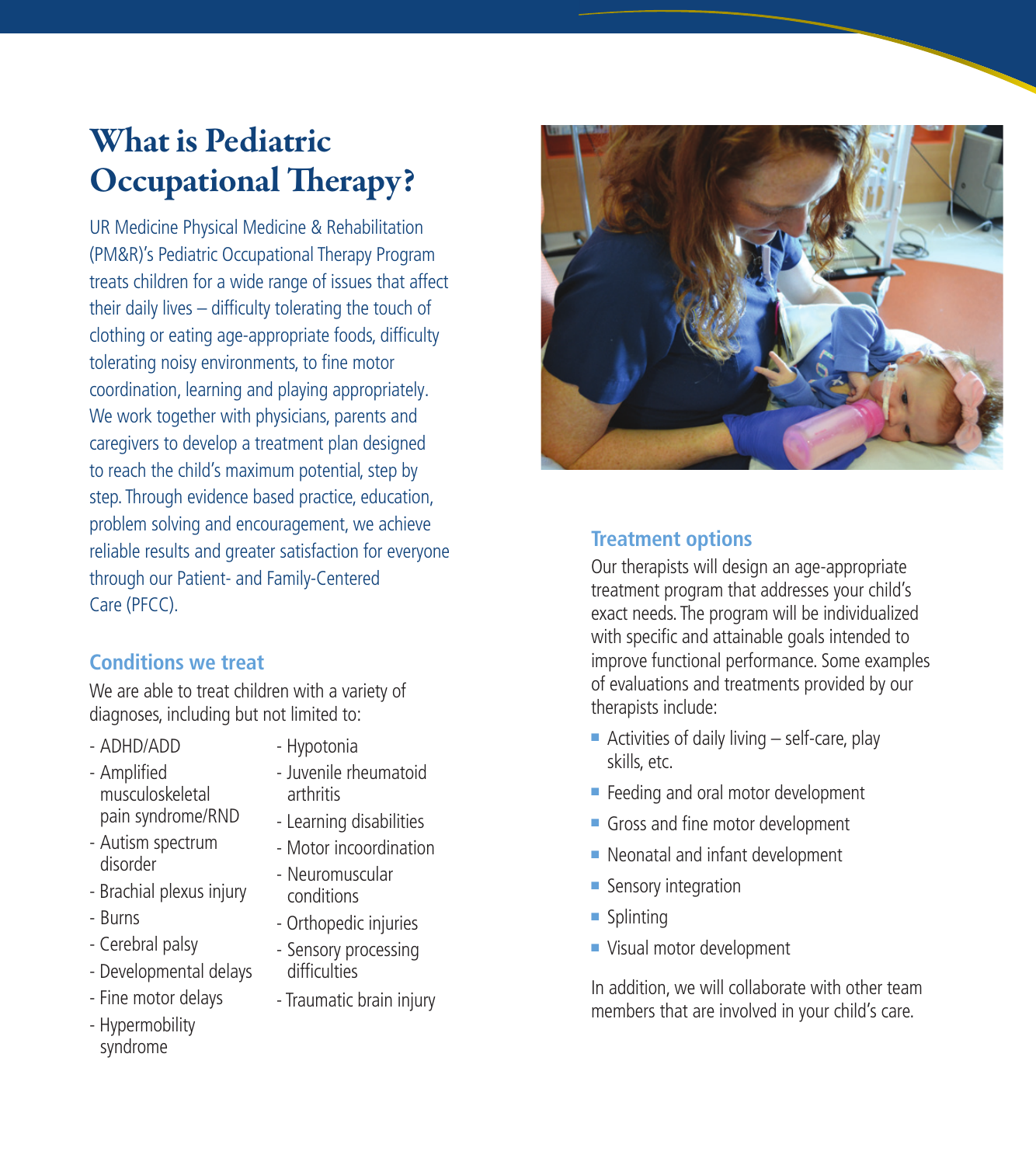# What is Pediatric Occupational Therapy?

UR Medicine Physical Medicine & Rehabilitation (PM&R)'s Pediatric Occupational Therapy Program treats children for a wide range of issues that affect their daily lives – difficulty tolerating the touch of clothing or eating age-appropriate foods, difficulty tolerating noisy environments, to fine motor coordination, learning and playing appropriately. We work together with physicians, parents and caregivers to develop a treatment plan designed to reach the child's maximum potential, step by step. Through evidence based practice, education, problem solving and encouragement, we achieve reliable results and greater satisfaction for everyone through our Patient- and Family-Centered Care (PFCC).

## Conditions we treat

We are able to treat children with a variety of diagnoses, including but not limited to:

- ADHD/ADD
- Amplified musculoskeletal pain syndrome/RND
- Autism spectrum disorder
- Brachial plexus injury
- Burns
- Cerebral palsy
- Developmental delays
- Fine motor delays
- Hypermobility syndrome
- Hypotonia
- Juvenile rheumatoid arthritis
- Learning disabilities
- Motor incoordination
- Neuromuscular conditions
- Orthopedic injuries
- Sensory processing difficulties
- Traumatic brain injury

## Treatment options

Our therapists will design an age-appropriate treatment program that addresses your child's exact needs. The program will be individualized with specific and attainable goals intended to improve functional performance. Some examples of evaluations and treatments provided by our therapists include:

- Activities of daily living – self-care, play skills, etc.
- Feeding and oral motor development
- Gross and fine motor development
- Neonatal and infant development
- Sensory integration
- Splinting
- Visual motor development

In addition, we will collaborate with other team members that are involved in your child's care.